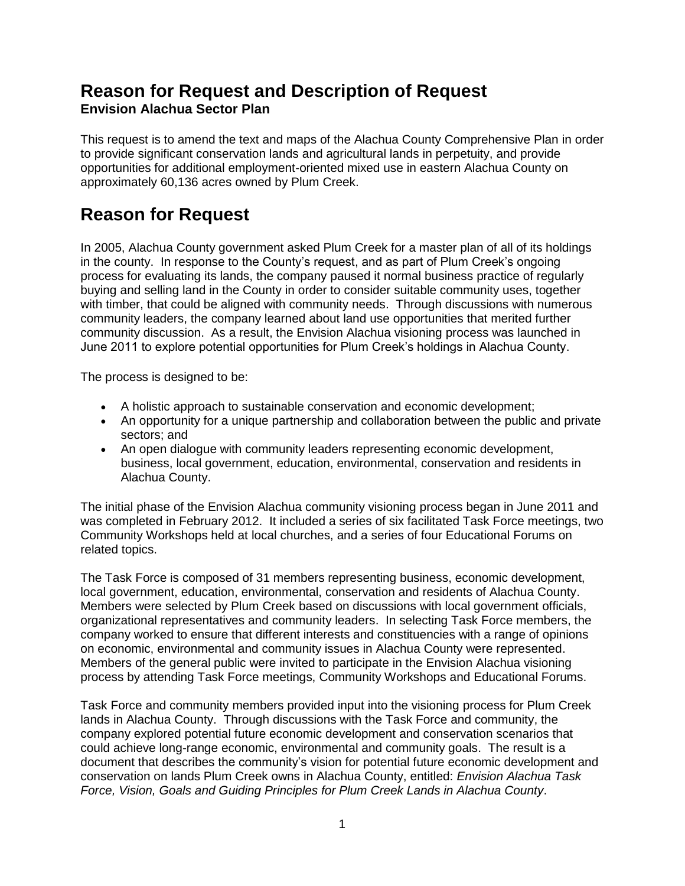# Reason for Request and Description of Request

**Envision Alachua Sector Plan**

This request is to amend the text and maps of the Alachua County Comprehensive Plan in order to provide significant conservation lands and agricultural lands in perpetuity, and provide opportunities for additional employment-oriented mixed use in eastern Alachua County on approximately 60,136 acres owned by Plum Creek.

# Reason for Request

In 2005, Alachua County government asked Plum Creek for a master plan of all of its holdings in the county. In response to the County's request, and as part of Plum Creek's ongoing process for evaluating its lands, the company paused it normal business practice of regularly buying and selling land in the County in order to consider suitable community uses, together with timber, that could be aligned with community needs. Through discussions with numerous community leaders, the company learned about land use opportunities that merited further community discussion. As a result, the Envision Alachua visioning process was launched in June 2011 to explore potential opportunities for Plum Creek's holdings in Alachua County.

The process is designed to be:

- A holistic approach to sustainable conservation and economic development;
- An opportunity for a unique partnership and collaboration between the public and private sectors; and
- An open dialogue with community leaders representing economic development, business, local government, education, environmental, conservation and residents in Alachua County.

The initial phase of the Envision Alachua community visioning process began in June 2011 and was completed in February 2012. It included a series of six facilitated Task Force meetings, two Community Workshops held at local churches, and a series of four Educational Forums on related topics.

The Task Force is composed of 31 members representing business, economic development, local government, education, environmental, conservation and residents of Alachua County. Members were selected by Plum Creek based on discussions with local government officials, organizational representatives and community leaders. In selecting Task Force members, the company worked to ensure that different interests and constituencies with a range of opinions on economic, environmental and community issues in Alachua County were represented. Members of the general public were invited to participate in the Envision Alachua visioning process by attending Task Force meetings, Community Workshops and Educational Forums.

Task Force and community members provided input into the visioning process for Plum Creek lands in Alachua County. Through discussions with the Task Force and community, the company explored potential future economic development and conservation scenarios that could achieve long-range economic, environmental and community goals. The result is a document that describes the community's vision for potential future economic development and conservation on lands Plum Creek owns in Alachua County, entitled: *Envision Alachua Task Force, Vision, Goals and Guiding Principles for Plum Creek Lands in Alachua County*.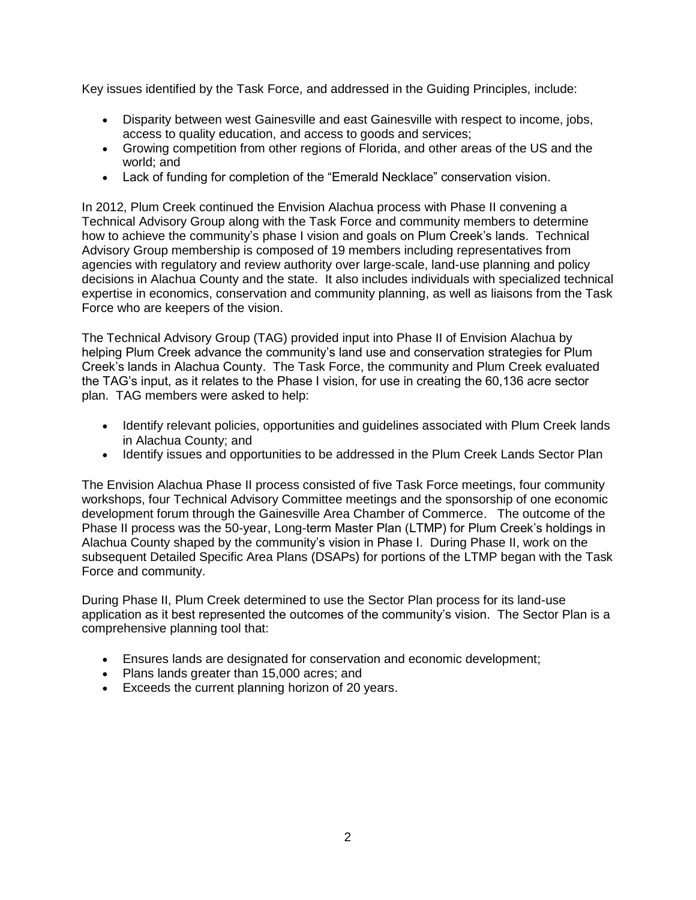Key issues identified by the Task Force, and addressed in the Guiding Principles, include:

- Disparity between west Gainesville and east Gainesville with respect to income, jobs, access to quality education, and access to goods and services;
- Growing competition from other regions of Florida, and other areas of the US and the world; and
- Lack of funding for completion of the "Emerald Necklace" conservation vision.

In 2012, Plum Creek continued the Envision Alachua process with Phase II convening a Technical Advisory Group along with the Task Force and community members to determine how to achieve the community's phase I vision and goals on Plum Creek's lands. Technical Advisory Group membership is composed of 19 members including representatives from agencies with regulatory and review authority over large-scale, land-use planning and policy decisions in Alachua County and the state. It also includes individuals with specialized technical expertise in economics, conservation and community planning, as well as liaisons from the Task Force who are keepers of the vision.

The Technical Advisory Group (TAG) provided input into Phase II of Envision Alachua by helping Plum Creek advance the community's land use and conservation strategies for Plum Creek's lands in Alachua County. The Task Force, the community and Plum Creek evaluated the TAG's input, as it relates to the Phase I vision, for use in creating the 60,136 acre sector plan. TAG members were asked to help:

- Identify relevant policies, opportunities and guidelines associated with Plum Creek lands in Alachua County; and
- Identify issues and opportunities to be addressed in the Plum Creek Lands Sector Plan

The Envision Alachua Phase II process consisted of five Task Force meetings, four community workshops, four Technical Advisory Committee meetings and the sponsorship of one economic development forum through the Gainesville Area Chamber of Commerce. The outcome of the Phase II process was the 50-year, Long-term Master Plan (LTMP) for Plum Creek's holdings in Alachua County shaped by the community's vision in Phase I. During Phase II, work on the subsequent Detailed Specific Area Plans (DSAPs) for portions of the LTMP began with the Task Force and community.

During Phase II, Plum Creek determined to use the Sector Plan process for its land-use application as it best represented the outcomes of the community's vision. The Sector Plan is a comprehensive planning tool that:

- Ensures lands are designated for conservation and economic development;
- Plans lands greater than 15,000 acres; and
- Exceeds the current planning horizon of 20 years.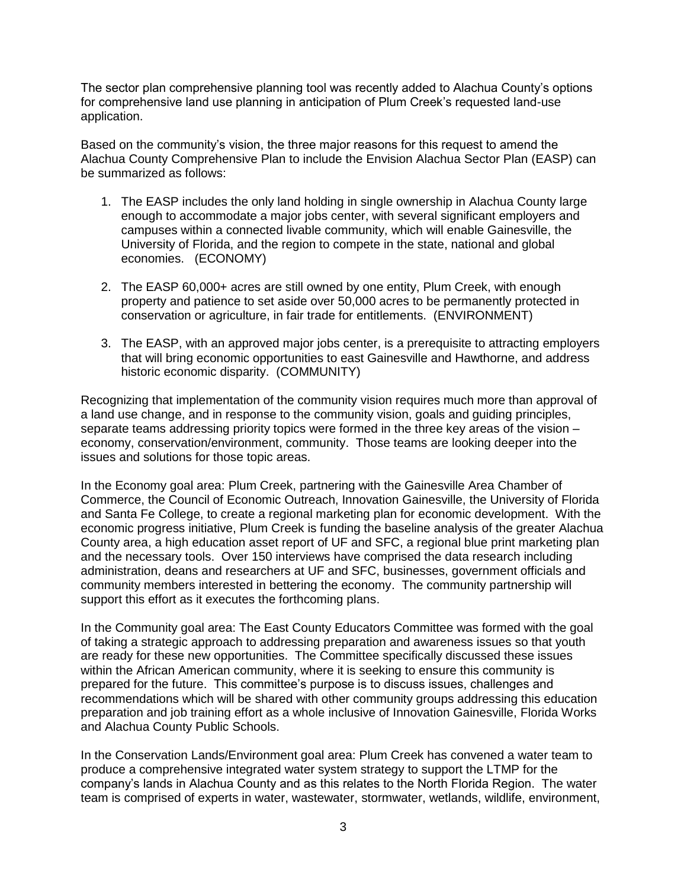The sector plan comprehensive planning tool was recently added to Alachua County's options for comprehensive land use planning in anticipation of Plum Creek's requested land-use application.

Based on the community's vision, the three major reasons for this request to amend the Alachua County Comprehensive Plan to include the Envision Alachua Sector Plan (EASP) can be summarized as follows:

1. The EASP includes the only land holding in single ownership in Alachua County large enough to accommodate a major jobs center, with several significant employers and campuses within a connected livable community, which will enable Gainesville, the University of Florida, and the region to compete in the state, national and global economies. (ECONOMY)

2. The EASP 60,000+ acres are still owned by one entity, Plum Creek, with enough property and patience to set aside over 50,000 acres to be permanently protected in conservation or agriculture, in fair trade for entitlements. (ENVIRONMENT)

3. The EASP, with an approved major jobs center, is a prerequisite to attracting employers that will bring economic opportunities to east Gainesville and Hawthorne, and address historic economic disparity. (COMMUNITY)

Recognizing that implementation of the community vision requires much more than approval of a land use change, and in response to the community vision, goals and guiding principles, separate teams addressing priority topics were formed in the three key areas of the vision – economy, conservation/environment, community. Those teams are looking deeper into the issues and solutions for those topic areas.

In the Economy goal area: Plum Creek, partnering with the Gainesville Area Chamber of Commerce, the Council of Economic Outreach, Innovation Gainesville, the University of Florida and Santa Fe College, to create a regional marketing plan for economic development. With the economic progress initiative, Plum Creek is funding the baseline analysis of the greater Alachua County area, a high education asset report of UF and SFC, a regional blue print marketing plan and the necessary tools. Over 150 interviews have comprised the data research including administration, deans and researchers at UF and SFC, businesses, government officials and community members interested in bettering the economy. The community partnership will support this effort as it executes the forthcoming plans.

In the Community goal area: The East County Educators Committee was formed with the goal of taking a strategic approach to addressing preparation and awareness issues so that youth are ready for these new opportunities. The Committee specifically discussed these issues within the African American community, where it is seeking to ensure this community is prepared for the future. This committee's purpose is to discuss issues, challenges and recommendations which will be shared with other community groups addressing this education preparation and job training effort as a whole inclusive of Innovation Gainesville, Florida Works and Alachua County Public Schools.

In the Conservation Lands/Environment goal area: Plum Creek has convened a water team to produce a comprehensive integrated water system strategy to support the LTMP for the company's lands in Alachua County and as this relates to the North Florida Region. The water team is comprised of experts in water, wastewater, stormwater, wetlands, wildlife, environment,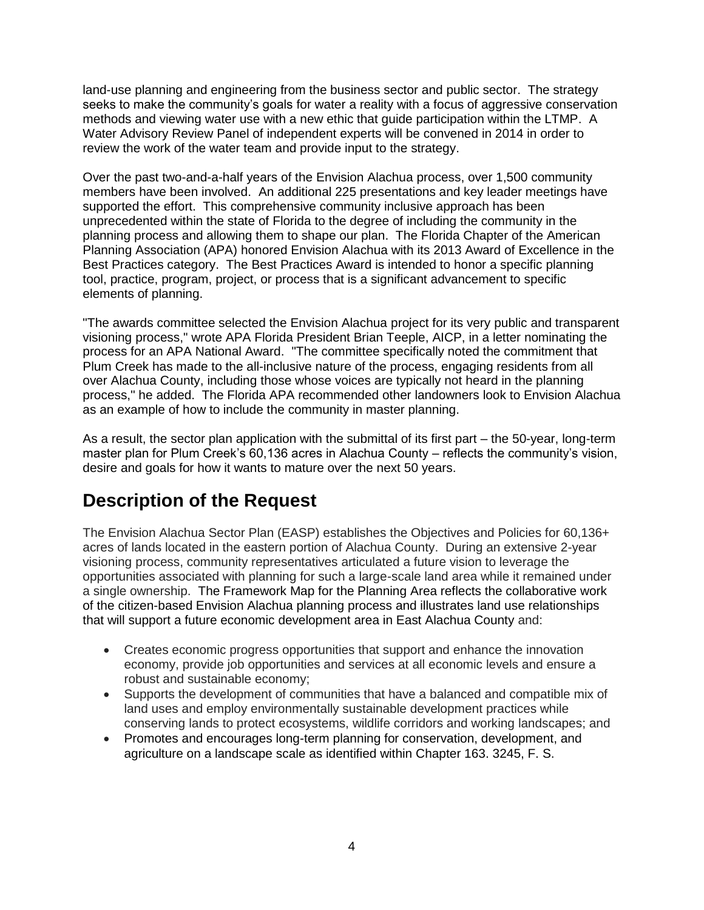land-use planning and engineering from the business sector and public sector. The strategy seeks to make the community's goals for water a reality with a focus of aggressive conservation methods and viewing water use with a new ethic that guide participation within the LTMP. A Water Advisory Review Panel of independent experts will be convened in 2014 in order to review the work of the water team and provide input to the strategy.

Over the past two-and-a-half years of the Envision Alachua process, over 1,500 community members have been involved. An additional 225 presentations and key leader meetings have supported the effort. This comprehensive community inclusive approach has been unprecedented within the state of Florida to the degree of including the community in the planning process and allowing them to shape our plan. The Florida Chapter of the American Planning Association (APA) honored Envision Alachua with its 2013 Award of Excellence in the Best Practices category. The Best Practices Award is intended to honor a specific planning tool, practice, program, project, or process that is a significant advancement to specific elements of planning.

"The awards committee selected the Envision Alachua project for its very public and transparent visioning process," wrote APA Florida President Brian Teeple, AICP, in a letter nominating the process for an APA National Award. "The committee specifically noted the commitment that Plum Creek has made to the all-inclusive nature of the process, engaging residents from all over Alachua County, including those whose voices are typically not heard in the planning process," he added. The Florida APA recommended other landowners look to Envision Alachua as an example of how to include the community in master planning.

As a result, the sector plan application with the submittal of its first part – the 50-year, long-term master plan for Plum Creek's 60,136 acres in Alachua County – reflects the community's vision, desire and goals for how it wants to mature over the next 50 years.

## Description of the Request

The Envision Alachua Sector Plan (EASP) establishes the Objectives and Policies for 60,136+ acres of lands located in the eastern portion of Alachua County. During an extensive 2-year visioning process, community representatives articulated a future vision to leverage the opportunities associated with planning for such a large-scale land area while it remained under a single ownership. The Framework Map for the Planning Area reflects the collaborative work of the citizen-based Envision Alachua planning process and illustrates land use relationships that will support a future economic development area in East Alachua County and:

- Creates economic progress opportunities that support and enhance the innovation economy, provide job opportunities and services at all economic levels and ensure a robust and sustainable economy;
- Supports the development of communities that have a balanced and compatible mix of land uses and employ environmentally sustainable development practices while conserving lands to protect ecosystems, wildlife corridors and working landscapes; and
- Promotes and encourages long-term planning for conservation, development, and agriculture on a landscape scale as identified within Chapter 163. 3245, F. S.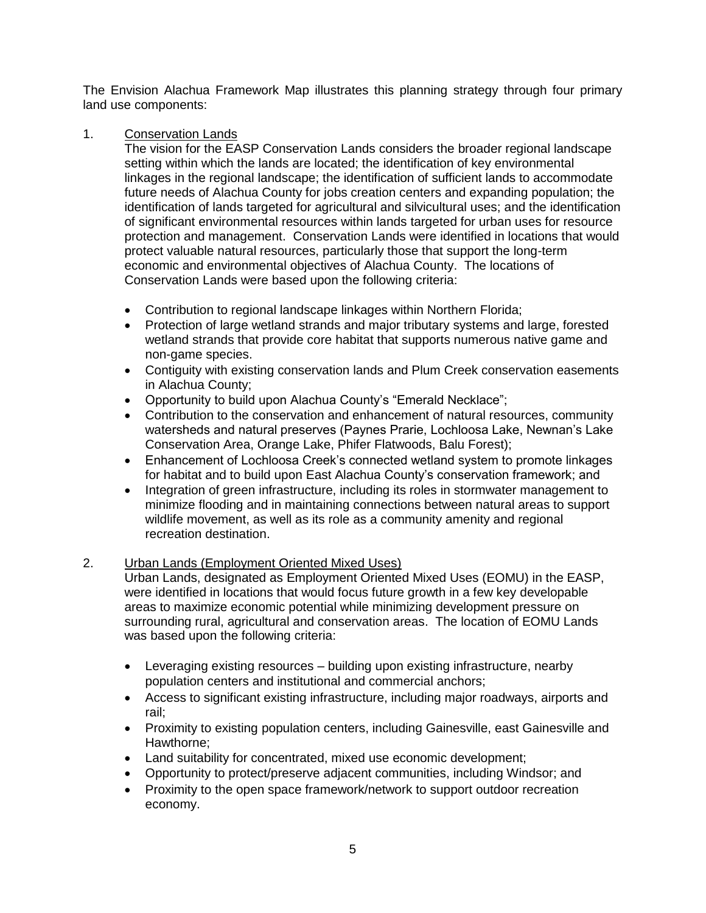The Envision Alachua Framework Map illustrates this planning strategy through four primary land use components:

1. <u>Conservation Lands</u>

   The vision for the EASP Conservation Lands considers the broader regional landscape setting within which the lands are located; the identification of key environmental linkages in the regional landscape; the identification of sufficient lands to accommodate future needs of Alachua County for jobs creation centers and expanding population; the identification of lands targeted for agricultural and silvicultural uses; and the identification of significant environmental resources within lands targeted for urban uses for resource protection and management. Conservation Lands were identified in locations that would protect valuable natural resources, particularly those that support the long-term economic and environmental objectives of Alachua County. The locations of Conservation Lands were based upon the following criteria:

   - Contribution to regional landscape linkages within Northern Florida;
   - Protection of large wetland strands and major tributary systems and large, forested wetland strands that provide core habitat that supports numerous native game and non-game species.
   - Contiguity with existing conservation lands and Plum Creek conservation easements in Alachua County;
   - Opportunity to build upon Alachua County's "Emerald Necklace";
   - Contribution to the conservation and enhancement of natural resources, community watersheds and natural preserves (Paynes Prarie, Lochloosa Lake, Newnan's Lake Conservation Area, Orange Lake, Phifer Flatwoods, Balu Forest);
   - Enhancement of Lochloosa Creek's connected wetland system to promote linkages for habitat and to build upon East Alachua County's conservation framework; and
   - Integration of green infrastructure, including its roles in stormwater management to minimize flooding and in maintaining connections between natural areas to support wildlife movement, as well as its role as a community amenity and regional recreation destination.

2. <u>Urban Lands (Employment Oriented Mixed Uses)</u>

   Urban Lands, designated as Employment Oriented Mixed Uses (EOMU) in the EASP, were identified in locations that would focus future growth in a few key developable areas to maximize economic potential while minimizing development pressure on surrounding rural, agricultural and conservation areas. The location of EOMU Lands was based upon the following criteria:

   - Leveraging existing resources – building upon existing infrastructure, nearby population centers and institutional and commercial anchors;
   - Access to significant existing infrastructure, including major roadways, airports and rail;
   - Proximity to existing population centers, including Gainesville, east Gainesville and Hawthorne;
   - Land suitability for concentrated, mixed use economic development;
   - Opportunity to protect/preserve adjacent communities, including Windsor; and
   - Proximity to the open space framework/network to support outdoor recreation economy.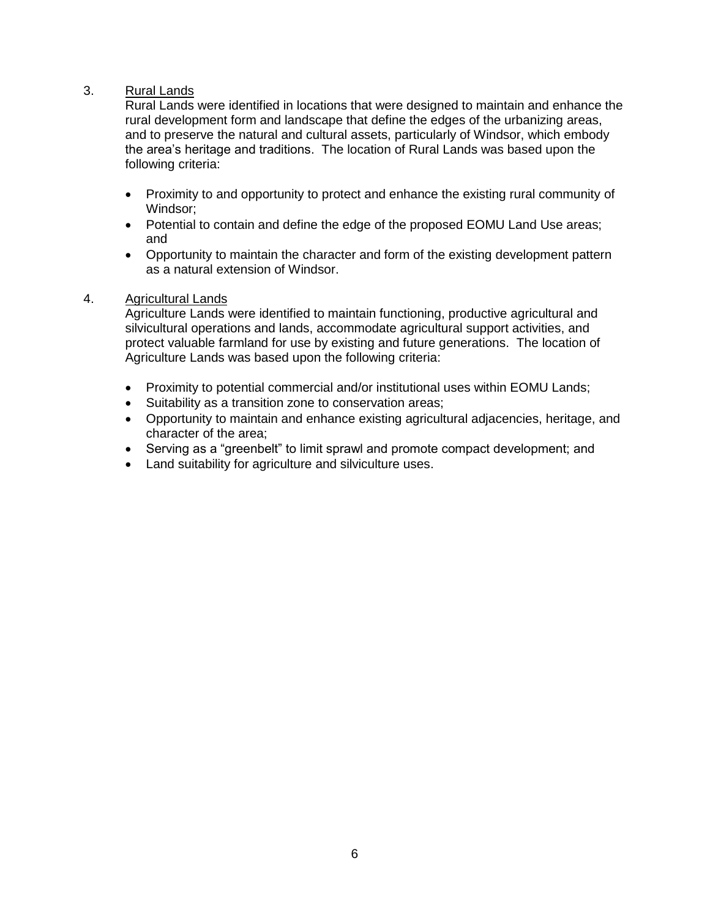3. <u>Rural Lands</u>

Rural Lands were identified in locations that were designed to maintain and enhance the rural development form and landscape that define the edges of the urbanizing areas, and to preserve the natural and cultural assets, particularly of Windsor, which embody the area's heritage and traditions. The location of Rural Lands was based upon the following criteria:

- Proximity to and opportunity to protect and enhance the existing rural community of Windsor;
- Potential to contain and define the edge of the proposed EOMU Land Use areas; and
- Opportunity to maintain the character and form of the existing development pattern as a natural extension of Windsor.

4. <u>Agricultural Lands</u>

Agriculture Lands were identified to maintain functioning, productive agricultural and silvicultural operations and lands, accommodate agricultural support activities, and protect valuable farmland for use by existing and future generations. The location of Agriculture Lands was based upon the following criteria:

- Proximity to potential commercial and/or institutional uses within EOMU Lands;
- Suitability as a transition zone to conservation areas;
- Opportunity to maintain and enhance existing agricultural adjacencies, heritage, and character of the area;
- Serving as a "greenbelt" to limit sprawl and promote compact development; and
- Land suitability for agriculture and silviculture uses.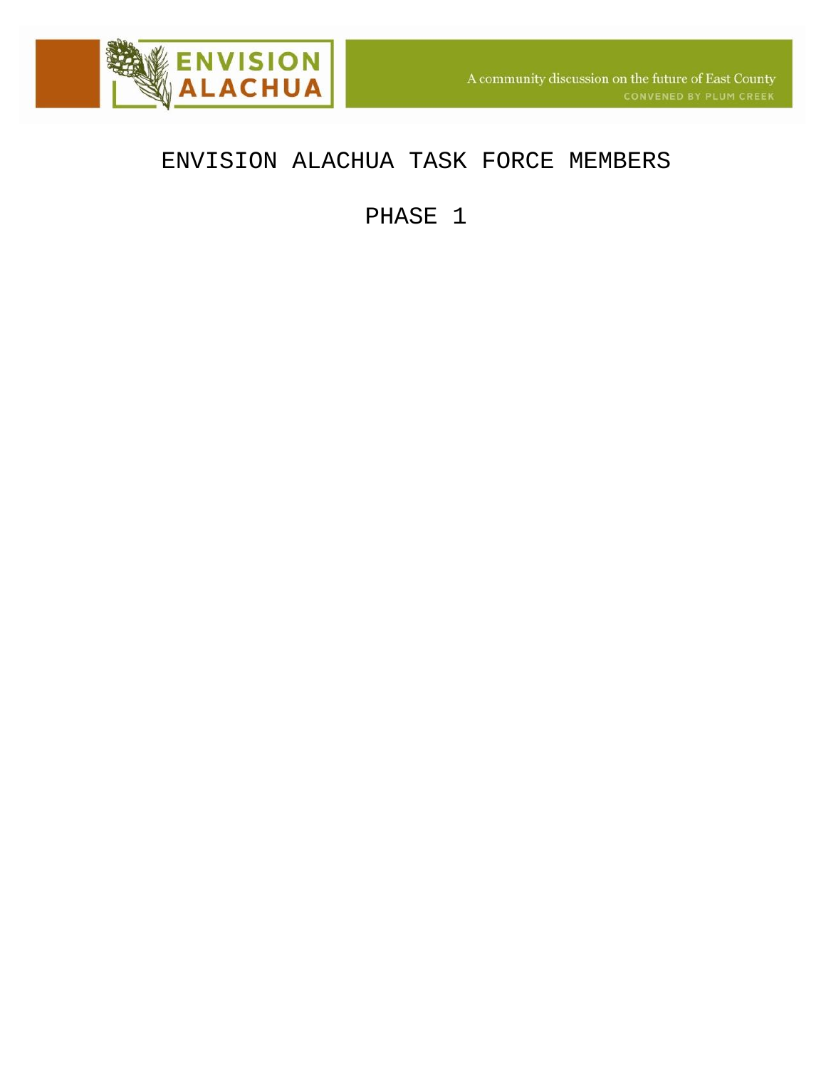# ENVISION ALACHUA TASK FORCE MEMBERS

## PHASE 1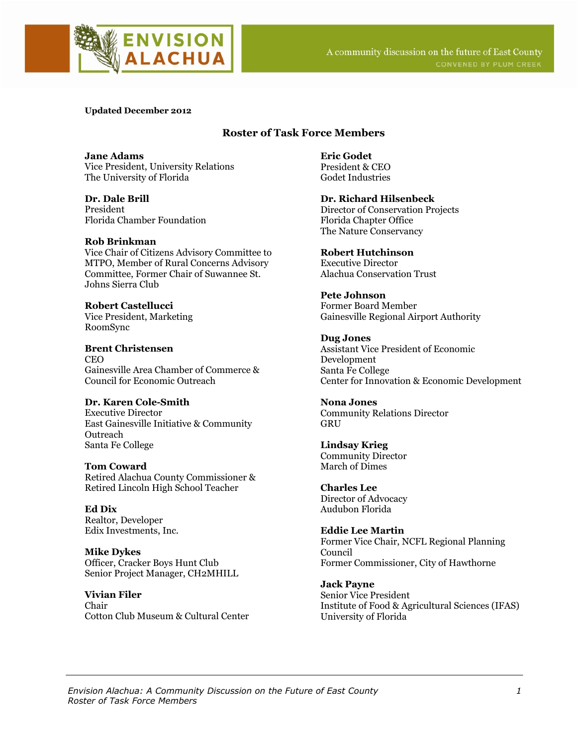**Updated December 2012**

## Roster of Task Force Members

**Jane Adams**
Vice President, University Relations
The University of Florida

**Dr. Dale Brill**
President
Florida Chamber Foundation

**Rob Brinkman**
Vice Chair of Citizens Advisory Committee to MTPO, Member of Rural Concerns Advisory Committee, Former Chair of Suwannee St. Johns Sierra Club

**Robert Castellucci**
Vice President, Marketing
RoomSync

**Brent Christensen**
CEO
Gainesville Area Chamber of Commerce & Council for Economic Outreach

**Dr. Karen Cole-Smith**
Executive Director
East Gainesville Initiative & Community Outreach
Santa Fe College

**Tom Coward**
Retired Alachua County Commissioner & Retired Lincoln High School Teacher

**Ed Dix**
Realtor, Developer
Edix Investments, Inc.

**Mike Dykes**
Officer, Cracker Boys Hunt Club
Senior Project Manager, CH2MHILL

**Vivian Filer**
Chair
Cotton Club Museum & Cultural Center

**Eric Godet**
President & CEO
Godet Industries

**Dr. Richard Hilsenbeck**
Director of Conservation Projects
Florida Chapter Office
The Nature Conservancy

**Robert Hutchinson**
Executive Director
Alachua Conservation Trust

**Pete Johnson**
Former Board Member
Gainesville Regional Airport Authority

**Dug Jones**
Assistant Vice President of Economic Development
Santa Fe College
Center for Innovation & Economic Development

**Nona Jones**
Community Relations Director
GRU

**Lindsay Krieg**
Community Director
March of Dimes

**Charles Lee**
Director of Advocacy
Audubon Florida

**Eddie Lee Martin**
Former Vice Chair, NCFL Regional Planning Council
Former Commissioner, City of Hawthorne

**Jack Payne**
Senior Vice President
Institute of Food & Agricultural Sciences (IFAS)
University of Florida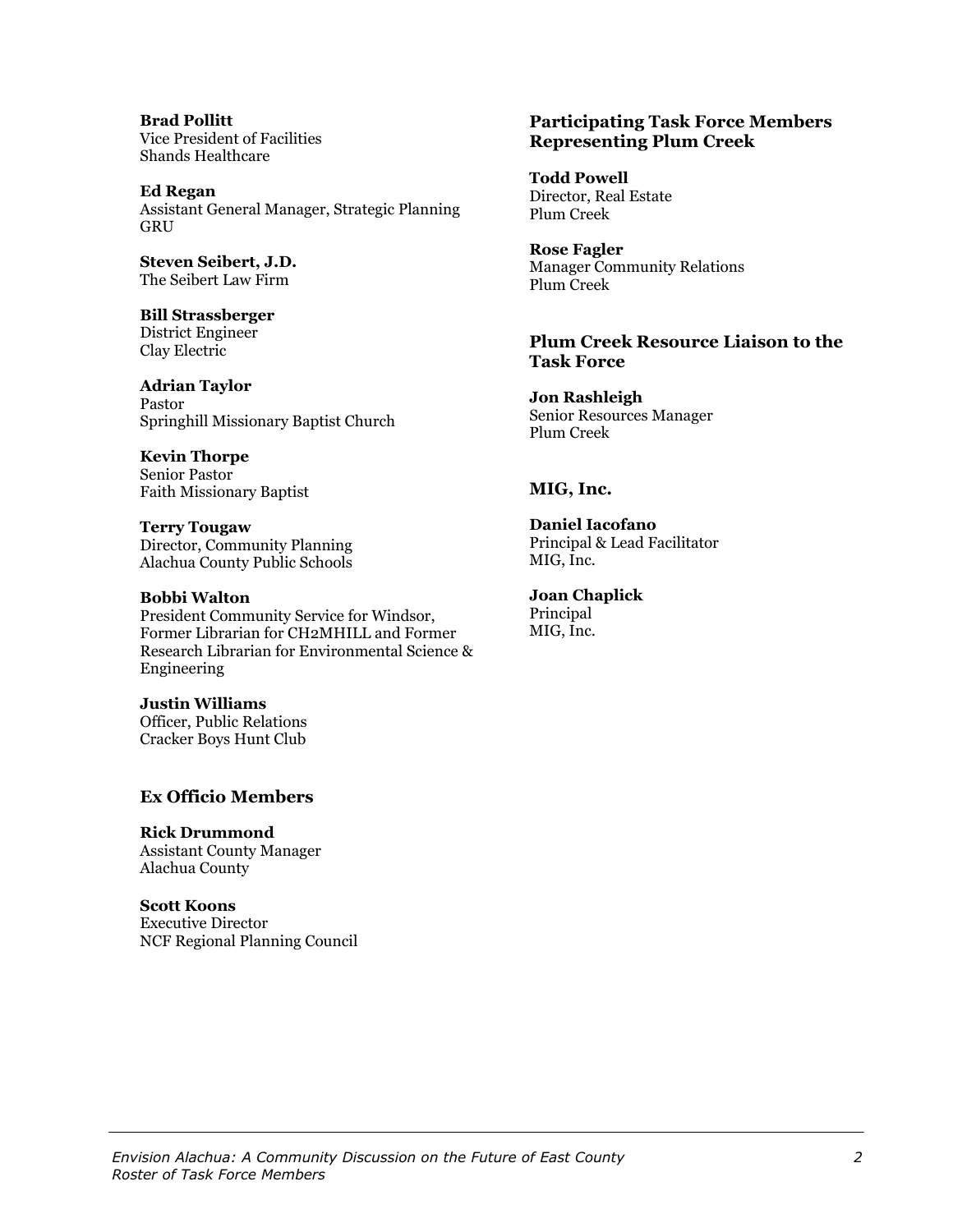**Brad Pollitt**
Vice President of Facilities
Shands Healthcare

**Ed Regan**
Assistant General Manager, Strategic Planning
GRU

**Steven Seibert, J.D.**
The Seibert Law Firm

**Bill Strassberger**
District Engineer
Clay Electric

**Adrian Taylor**
Pastor
Springhill Missionary Baptist Church

**Kevin Thorpe**
Senior Pastor
Faith Missionary Baptist

**Terry Tougaw**
Director, Community Planning
Alachua County Public Schools

**Bobbi Walton**
President Community Service for Windsor, Former Librarian for CH2MHILL and Former Research Librarian for Environmental Science & Engineering

**Justin Williams**
Officer, Public Relations
Cracker Boys Hunt Club

### Ex Officio Members

**Rick Drummond**
Assistant County Manager
Alachua County

**Scott Koons**
Executive Director
NCF Regional Planning Council

### Participating Task Force Members Representing Plum Creek

**Todd Powell**
Director, Real Estate
Plum Creek

**Rose Fagler**
Manager Community Relations
Plum Creek

### Plum Creek Resource Liaison to the Task Force

**Jon Rashleigh**
Senior Resources Manager
Plum Creek

### MIG, Inc.

**Daniel Iacofano**
Principal & Lead Facilitator
MIG, Inc.

**Joan Chaplick**
Principal
MIG, Inc.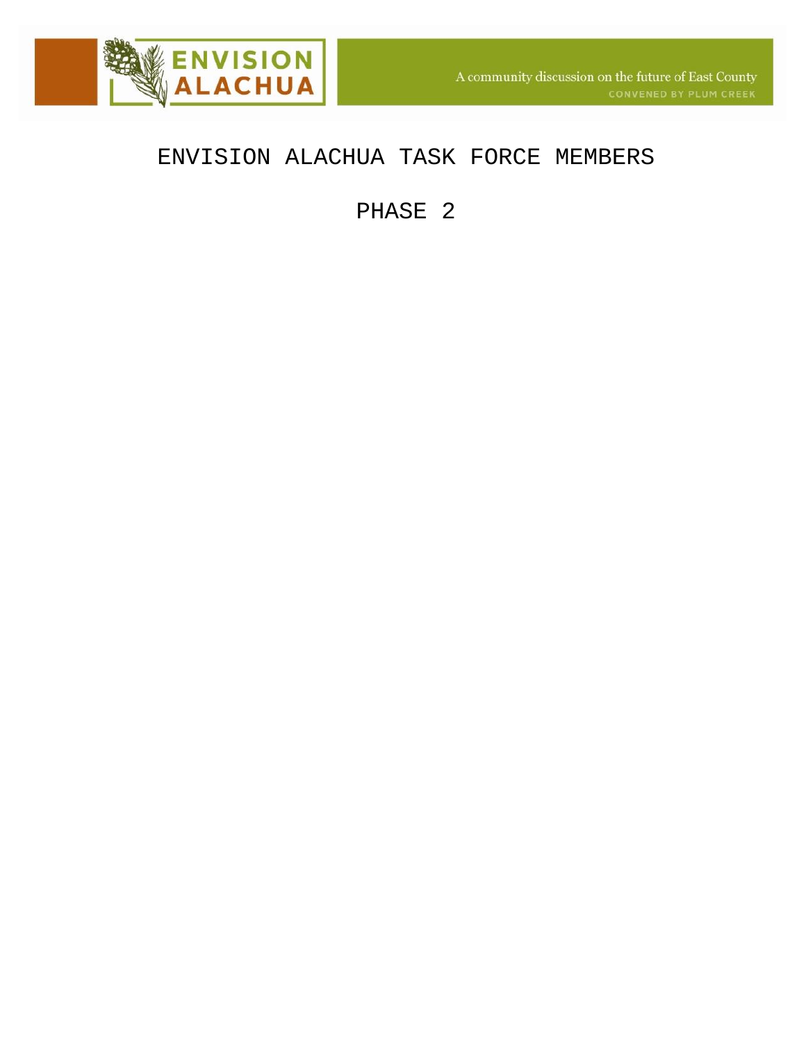# ENVISION ALACHUA TASK FORCE MEMBERS

## PHASE 2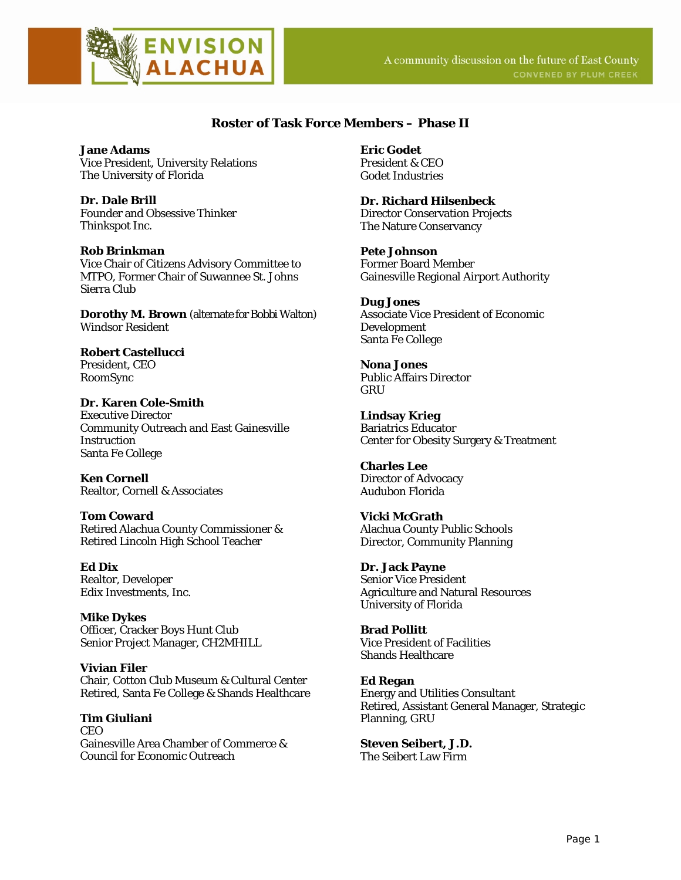ENVISION ALACHUA

A community discussion on the future of East County

CONVENED BY PLUM CREEK

## Roster of Task Force Members – Phase II

**Jane Adams**
Vice President, University Relations
The University of Florida

**Dr. Dale Brill**
Founder and Obsessive Thinker
Thinkspot Inc.

**Rob Brinkman**
Vice Chair of Citizens Advisory Committee to MTPO, Former Chair of Suwannee St. Johns Sierra Club

**Dorothy M. Brown** (alternate for Bobbi Walton)
Windsor Resident

**Robert Castellucci**
President, CEO
RoomSync

**Dr. Karen Cole-Smith**
Executive Director
Community Outreach and East Gainesville Instruction
Santa Fe College

**Ken Cornell**
Realtor, Cornell & Associates

**Tom Coward**
Retired Alachua County Commissioner &
Retired Lincoln High School Teacher

**Ed Dix**
Realtor, Developer
Edix Investments, Inc.

**Mike Dykes**
Officer, Cracker Boys Hunt Club
Senior Project Manager, CH2MHILL

**Vivian Filer**
Chair, Cotton Club Museum & Cultural Center
Retired, Santa Fe College & Shands Healthcare

**Tim Giuliani**
CEO
Gainesville Area Chamber of Commerce &
Council for Economic Outreach

**Eric Godet**
President & CEO
Godet Industries

**Dr. Richard Hilsenbeck**
Director Conservation Projects
The Nature Conservancy

**Pete Johnson**
Former Board Member
Gainesville Regional Airport Authority

**Dug Jones**
Associate Vice President of Economic Development
Santa Fe College

**Nona Jones**
Public Affairs Director
GRU

**Lindsay Krieg**
Bariatrics Educator
Center for Obesity Surgery & Treatment

**Charles Lee**
Director of Advocacy
Audubon Florida

**Vicki McGrath**
Alachua County Public Schools
Director, Community Planning

**Dr. Jack Payne**
Senior Vice President
Agriculture and Natural Resources
University of Florida

**Brad Pollitt**
Vice President of Facilities
Shands Healthcare

**Ed Regan**
Energy and Utilities Consultant
Retired, Assistant General Manager, Strategic Planning, GRU

**Steven Seibert, J.D.**
The Seibert Law Firm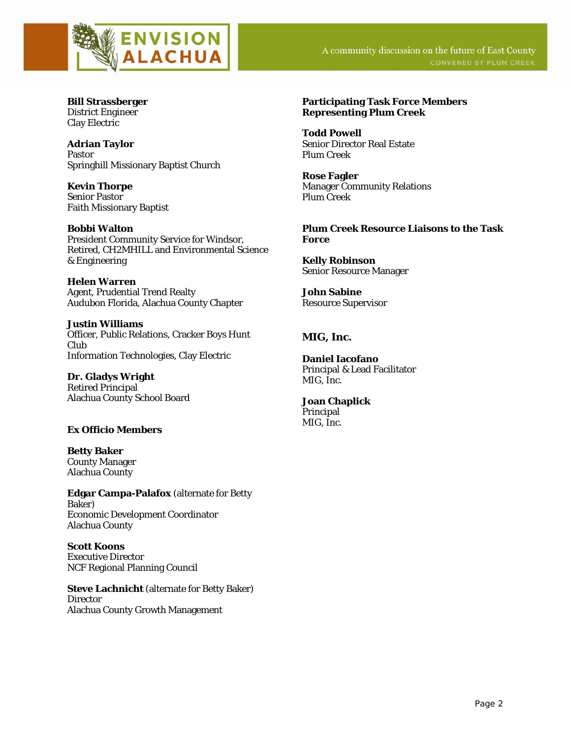**Bill Strassberger**
District Engineer
Clay Electric

**Adrian Taylor**
Pastor
Springhill Missionary Baptist Church

**Kevin Thorpe**
Senior Pastor
Faith Missionary Baptist

**Bobbi Walton**
President Community Service for Windsor, Retired, CH2MHILL and Environmental Science & Engineering

**Helen Warren**
Agent, Prudential Trend Realty
Audubon Florida, Alachua County Chapter

**Justin Williams**
Officer, Public Relations, Cracker Boys Hunt Club
Information Technologies, Clay Electric

**Dr. Gladys Wright**
Retired Principal
Alachua County School Board

### Ex Officio Members

**Betty Baker**
County Manager
Alachua County

**Edgar Campa-Palafox** (alternate for Betty Baker)
Economic Development Coordinator
Alachua County

**Scott Koons**
Executive Director
NCF Regional Planning Council

**Steve Lachnicht** (alternate for Betty Baker)
Director
Alachua County Growth Management

### Participating Task Force Members Representing Plum Creek

**Todd Powell**
Senior Director Real Estate
Plum Creek

**Rose Fagler**
Manager Community Relations
Plum Creek

### Plum Creek Resource Liaisons to the Task Force

**Kelly Robinson**
Senior Resource Manager

**John Sabine**
Resource Supervisor

### MIG, Inc.

**Daniel Iacofano**
Principal & Lead Facilitator
MIG, Inc.

**Joan Chaplick**
Principal
MIG, Inc.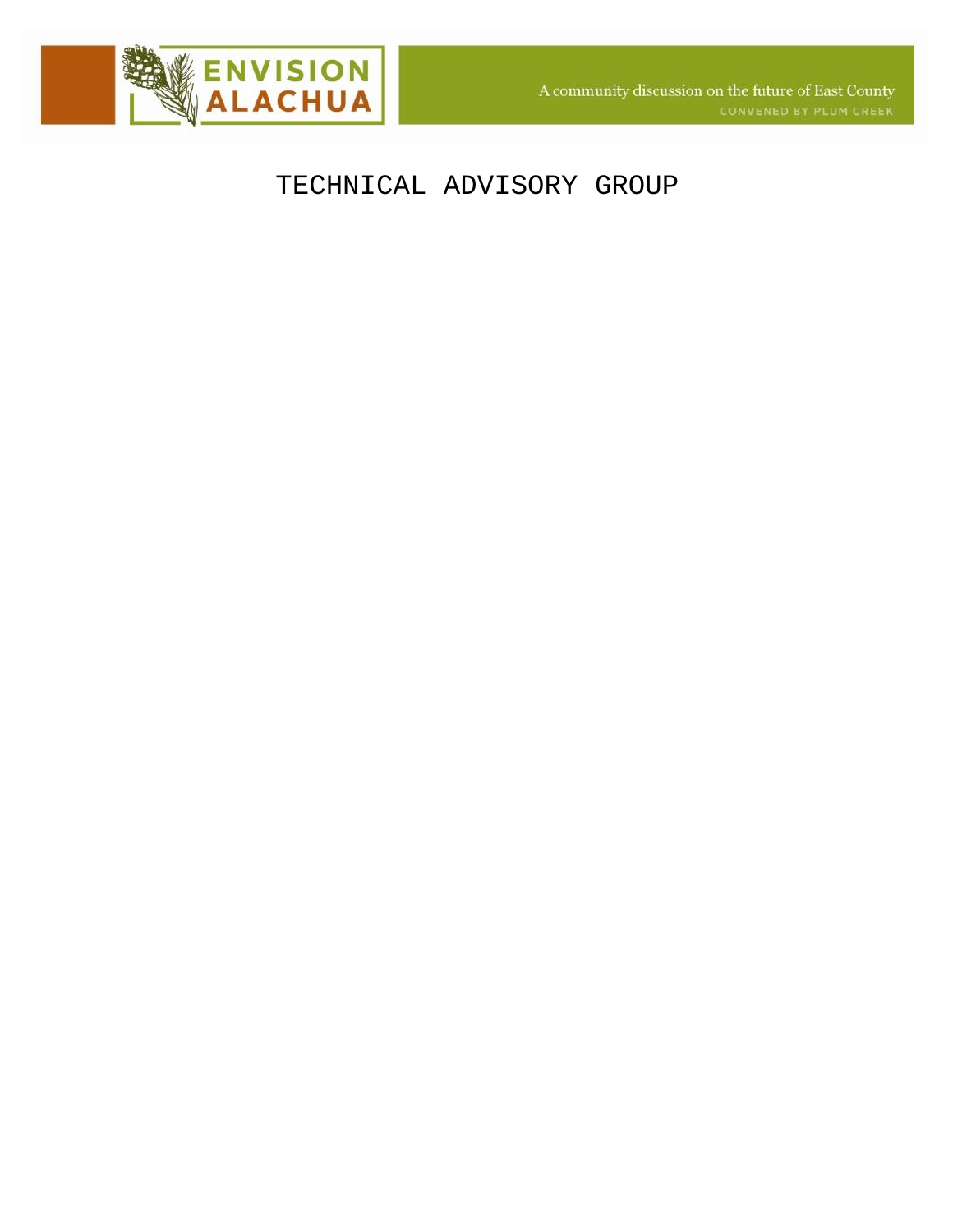ENVISION ALACHUA

A community discussion on the future of East County

CONVENED BY PLUM CREEK

# TECHNICAL ADVISORY GROUP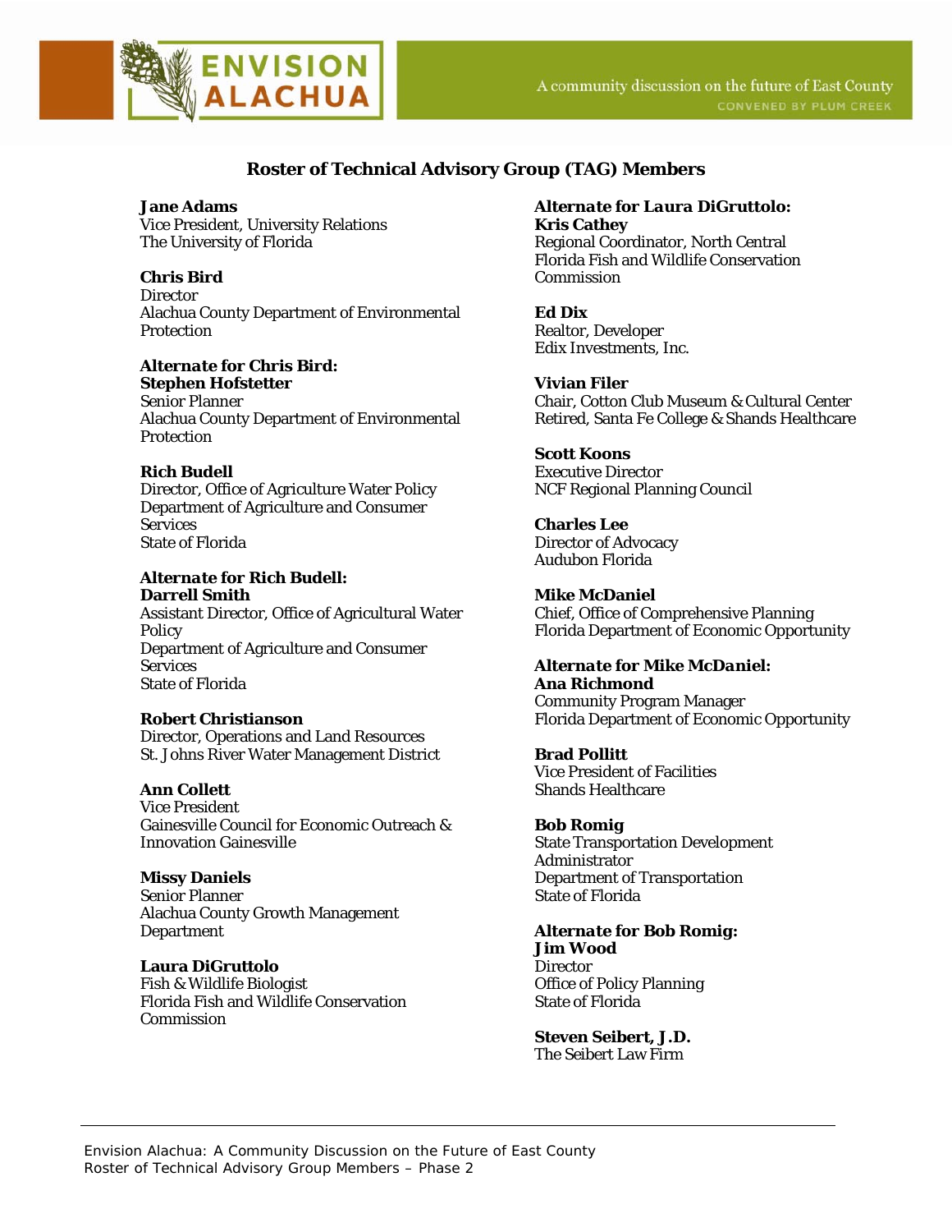## Roster of Technical Advisory Group (TAG) Members

**Jane Adams**
Vice President, University Relations
The University of Florida

**Chris Bird**
Director
Alachua County Department of Environmental Protection

***Alternate for Chris Bird:***
**Stephen Hofstetter**
Senior Planner
Alachua County Department of Environmental Protection

**Rich Budell**
Director, Office of Agriculture Water Policy
Department of Agriculture and Consumer Services
State of Florida

***Alternate for Rich Budell:***
**Darrell Smith**
Assistant Director, Office of Agricultural Water Policy
Department of Agriculture and Consumer Services
State of Florida

**Robert Christianson**
Director, Operations and Land Resources
St. Johns River Water Management District

**Ann Collett**
Vice President
Gainesville Council for Economic Outreach & Innovation Gainesville

**Missy Daniels**
Senior Planner
Alachua County Growth Management Department

**Laura DiGruttolo**
Fish & Wildlife Biologist
Florida Fish and Wildlife Conservation Commission

***Alternate for Laura DiGruttolo:***
**Kris Cathey**
Regional Coordinator, North Central
Florida Fish and Wildlife Conservation Commission

**Ed Dix**
Realtor, Developer
Edix Investments, Inc.

**Vivian Filer**
Chair, Cotton Club Museum & Cultural Center
Retired, Santa Fe College & Shands Healthcare

**Scott Koons**
Executive Director
NCF Regional Planning Council

**Charles Lee**
Director of Advocacy
Audubon Florida

**Mike McDaniel**
Chief, Office of Comprehensive Planning
Florida Department of Economic Opportunity

***Alternate for Mike McDaniel:***
**Ana Richmond**
Community Program Manager
Florida Department of Economic Opportunity

**Brad Pollitt**
Vice President of Facilities
Shands Healthcare

**Bob Romig**
State Transportation Development Administrator
Department of Transportation
State of Florida

***Alternate for Bob Romig:***
**Jim Wood**
Director
Office of Policy Planning
State of Florida

**Steven Seibert, J.D.**
The Seibert Law Firm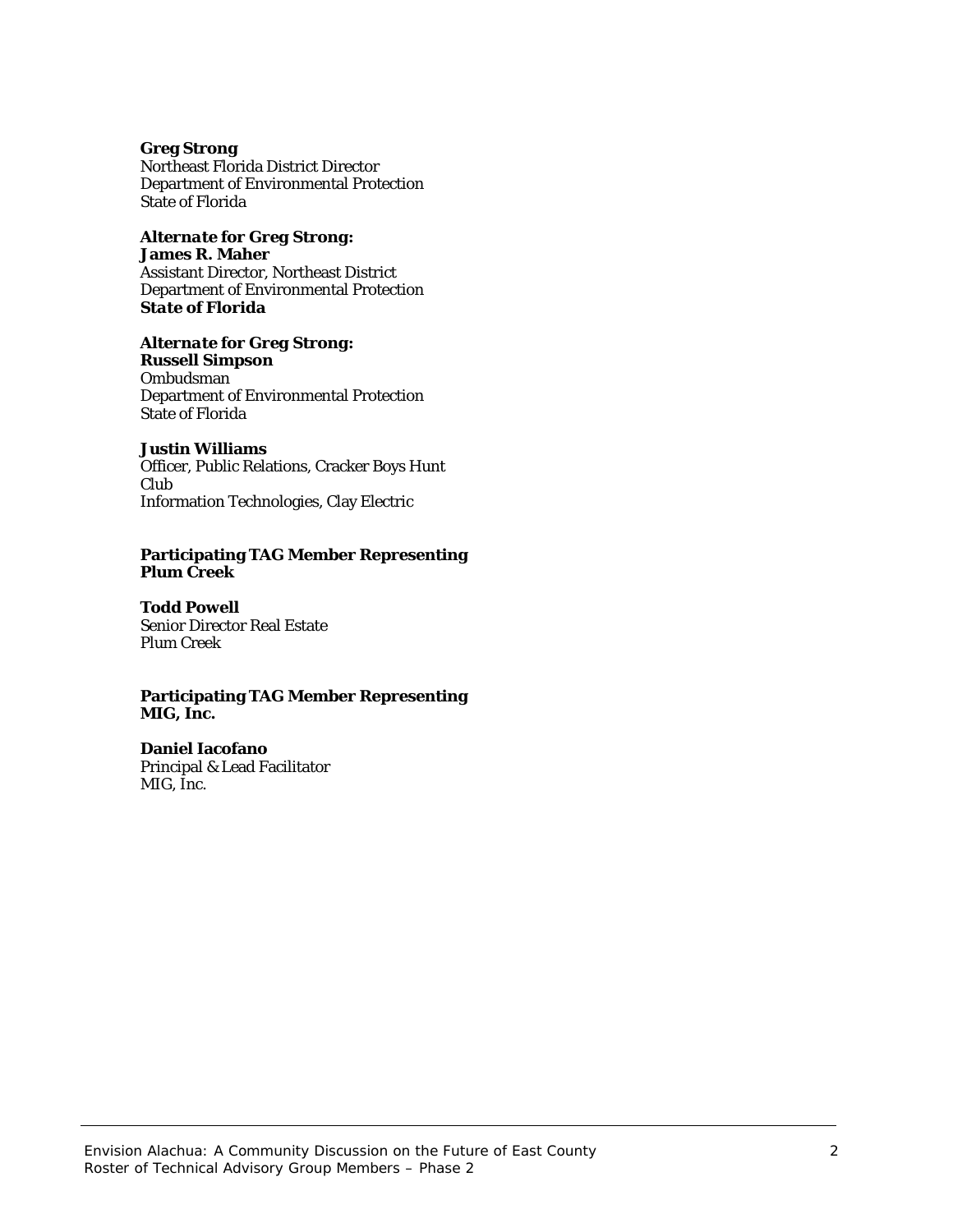**Greg Strong**
Northeast Florida District Director
Department of Environmental Protection
State of Florida

***Alternate for Greg Strong:***
***James R. Maher***
Assistant Director, Northeast District
Department of Environmental Protection
***State of Florida***

***Alternate for Greg Strong:***
**Russell Simpson**
Ombudsman
Department of Environmental Protection
State of Florida

**Justin Williams**
Officer, Public Relations, Cracker Boys Hunt Club
Information Technologies, Clay Electric

**Participating TAG Member Representing Plum Creek**

**Todd Powell**
Senior Director Real Estate
Plum Creek

**Participating TAG Member Representing MIG, Inc.**

**Daniel Iacofano**
Principal & Lead Facilitator
MIG, Inc.